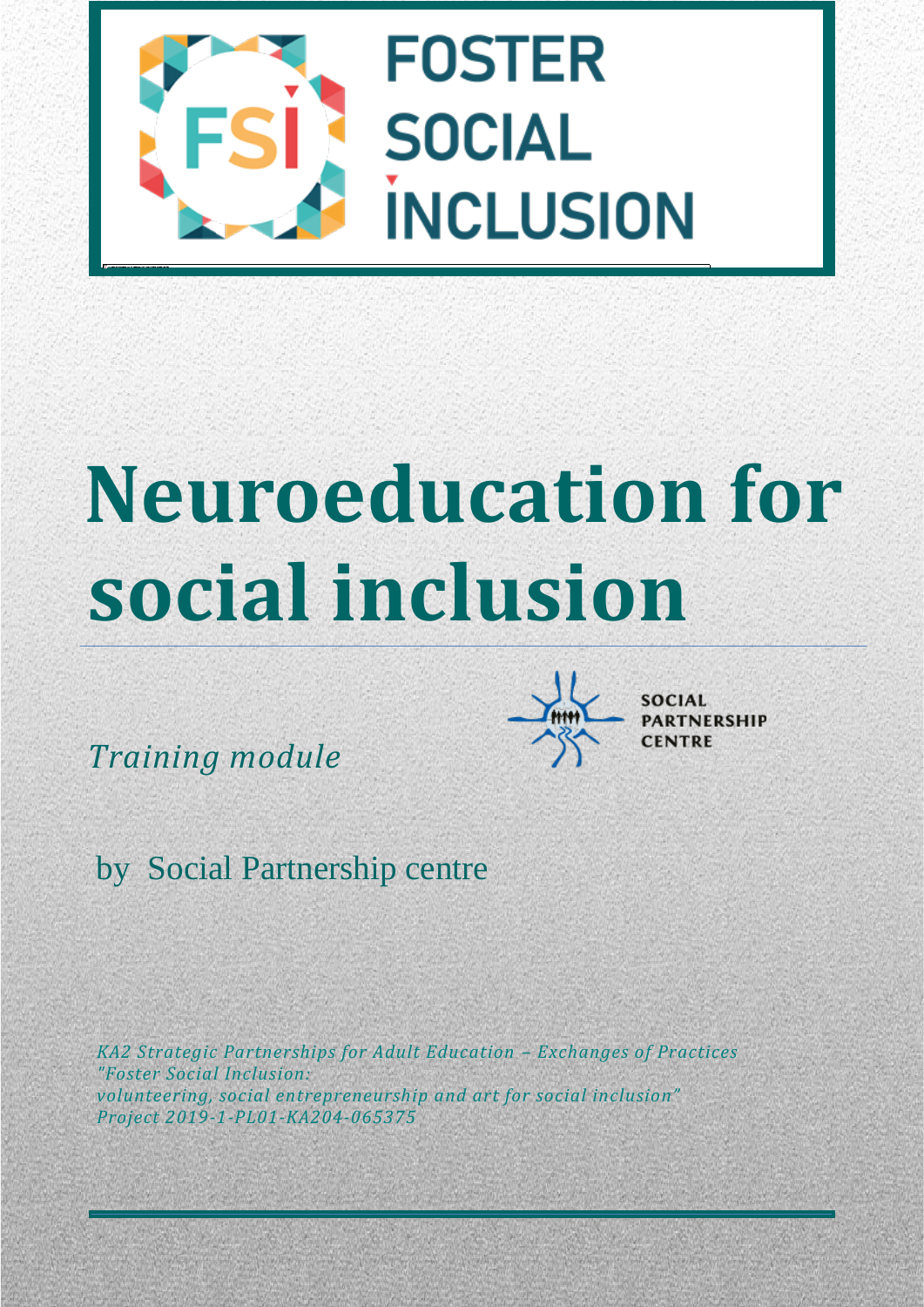FOSTER SOCIAL INCLUSION

# Neuroeducation for social inclusion

*Training module*

SOCIAL PARTNERSHIP CENTRE

by Social Partnership centre

*KA2 Strategic Partnerships for Adult Education – Exchanges of Practices*
*"Foster Social Inclusion:*
*volunteering, social entrepreneurship and art for social inclusion"*
*Project 2019-1-PL01-KA204-065375*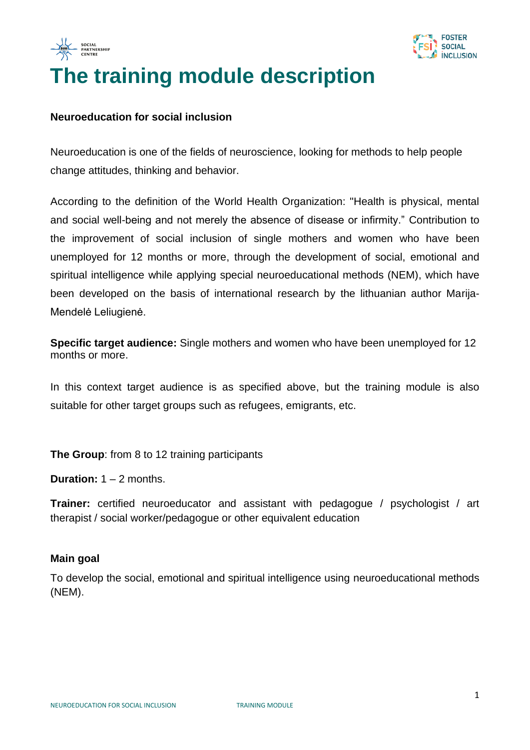# The training module description

**Neuroeducation for social inclusion**

Neuroeducation is one of the fields of neuroscience, looking for methods to help people change attitudes, thinking and behavior.

According to the definition of the World Health Organization: "Health is physical, mental and social well-being and not merely the absence of disease or infirmity." Contribution to the improvement of social inclusion of single mothers and women who have been unemployed for 12 months or more, through the development of social, emotional and spiritual intelligence while applying special neuroeducational methods (NEM), which have been developed on the basis of international research by the lithuanian author Marija-Mendelė Leliugienė.

**Specific target audience:** Single mothers and women who have been unemployed for 12 months or more.

In this context target audience is as specified above, but the training module is also suitable for other target groups such as refugees, emigrants, etc.

**The Group**: from 8 to 12 training participants

**Duration:** 1 – 2 months.

**Trainer:** certified neuroeducator and assistant with pedagogue / psychologist / art therapist / social worker/pedagogue or other equivalent education

**Main goal**

To develop the social, emotional and spiritual intelligence using neuroeducational methods (NEM).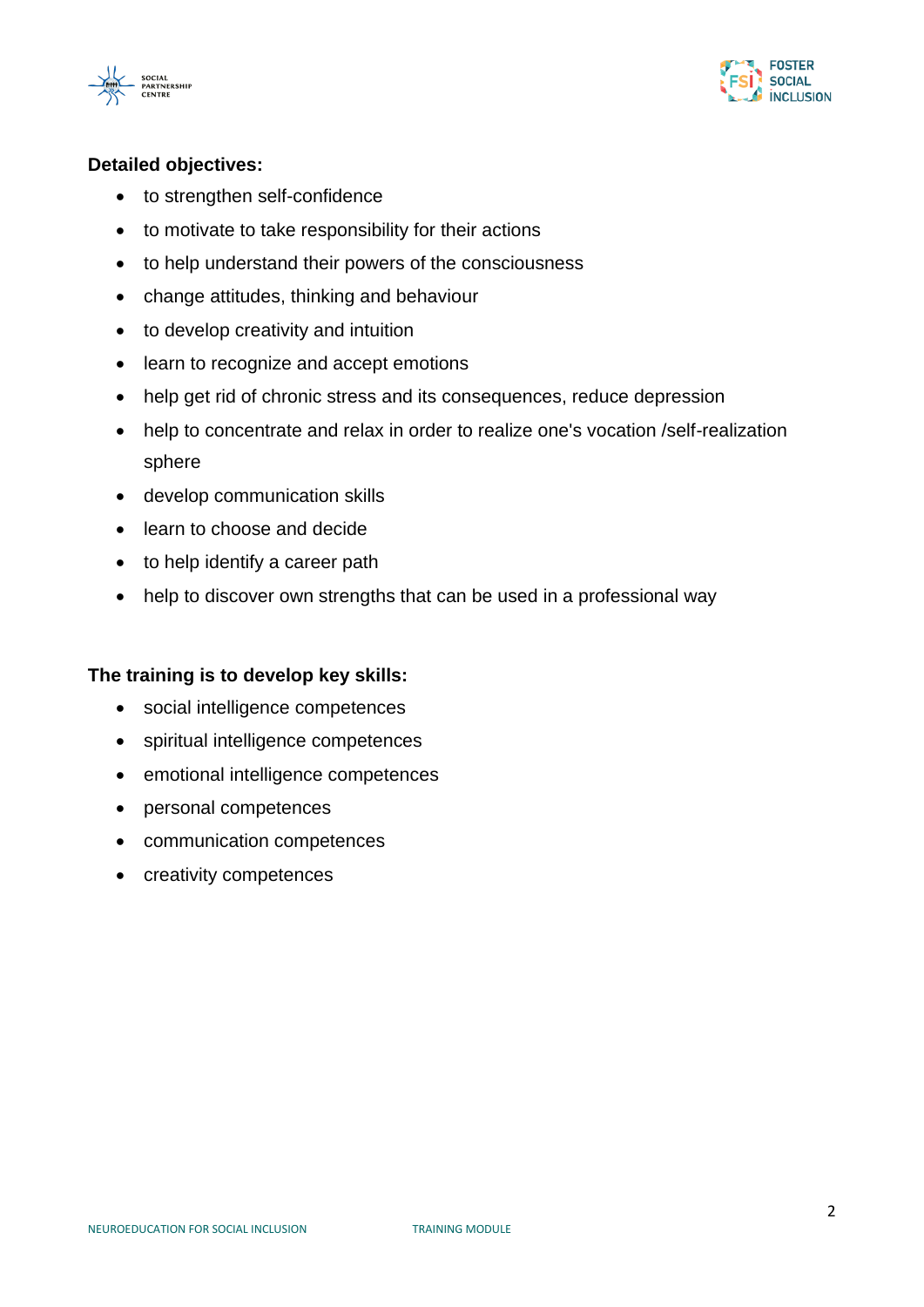**Detailed objectives:**

- to strengthen self-confidence
- to motivate to take responsibility for their actions
- to help understand their powers of the consciousness
- change attitudes, thinking and behaviour
- to develop creativity and intuition
- learn to recognize and accept emotions
- help get rid of chronic stress and its consequences, reduce depression
- help to concentrate and relax in order to realize one's vocation /self-realization sphere
- develop communication skills
- learn to choose and decide
- to help identify a career path
- help to discover own strengths that can be used in a professional way

**The training is to develop key skills:**

- social intelligence competences
- spiritual intelligence competences
- emotional intelligence competences
- personal competences
- communication competences
- creativity competences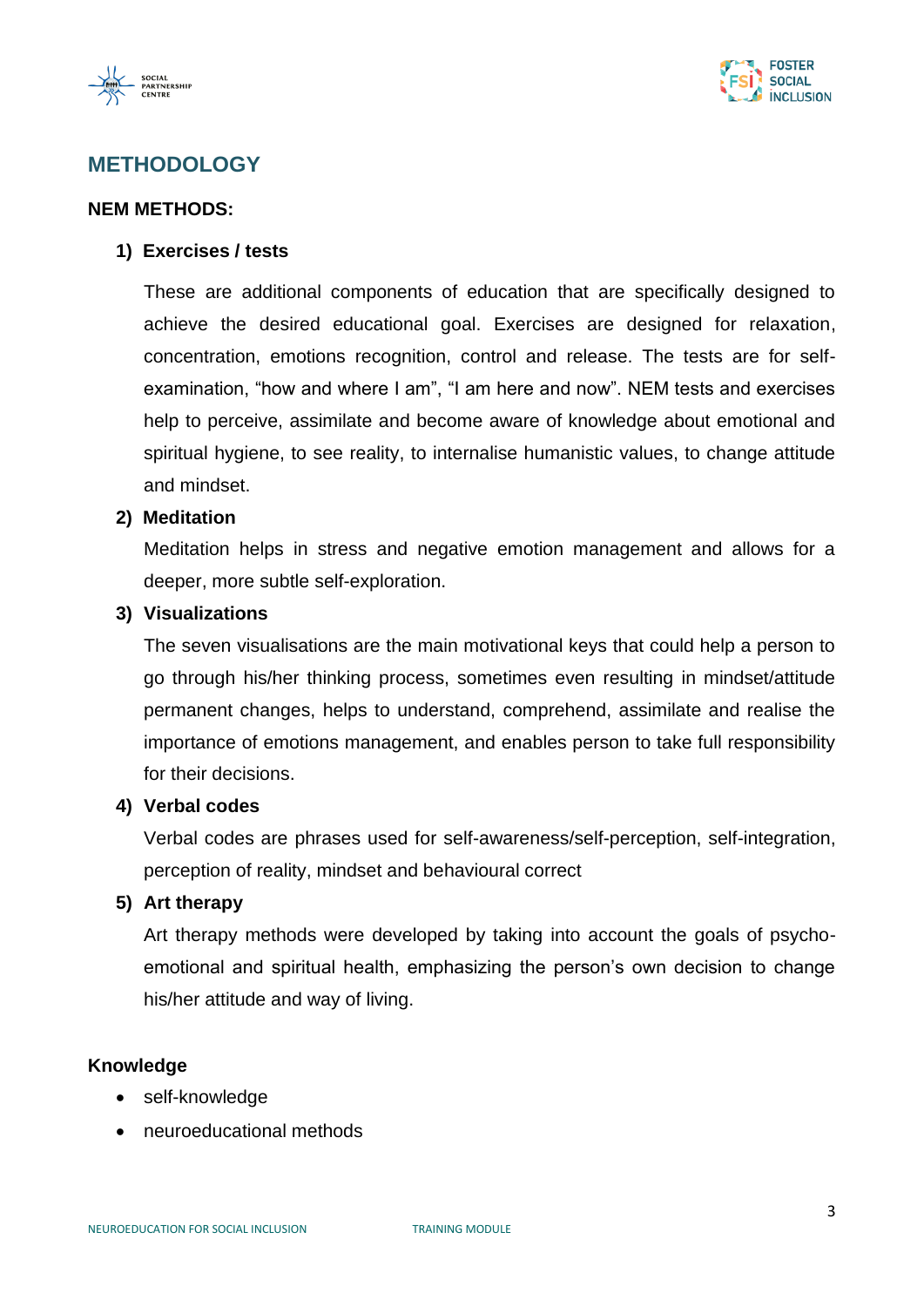## METHODOLOGY

**NEM METHODS:**

1) **Exercises / tests**

   These are additional components of education that are specifically designed to achieve the desired educational goal. Exercises are designed for relaxation, concentration, emotions recognition, control and release. The tests are for self-examination, "how and where I am", "I am here and now". NEM tests and exercises help to perceive, assimilate and become aware of knowledge about emotional and spiritual hygiene, to see reality, to internalise humanistic values, to change attitude and mindset.

2) **Meditation**

   Meditation helps in stress and negative emotion management and allows for a deeper, more subtle self-exploration.

3) **Visualizations**

   The seven visualisations are the main motivational keys that could help a person to go through his/her thinking process, sometimes even resulting in mindset/attitude permanent changes, helps to understand, comprehend, assimilate and realise the importance of emotions management, and enables person to take full responsibility for their decisions.

4) **Verbal codes**

   Verbal codes are phrases used for self-awareness/self-perception, self-integration, perception of reality, mindset and behavioural correct

5) **Art therapy**

   Art therapy methods were developed by taking into account the goals of psycho-emotional and spiritual health, emphasizing the person's own decision to change his/her attitude and way of living.

**Knowledge**

- self-knowledge
- neuroeducational methods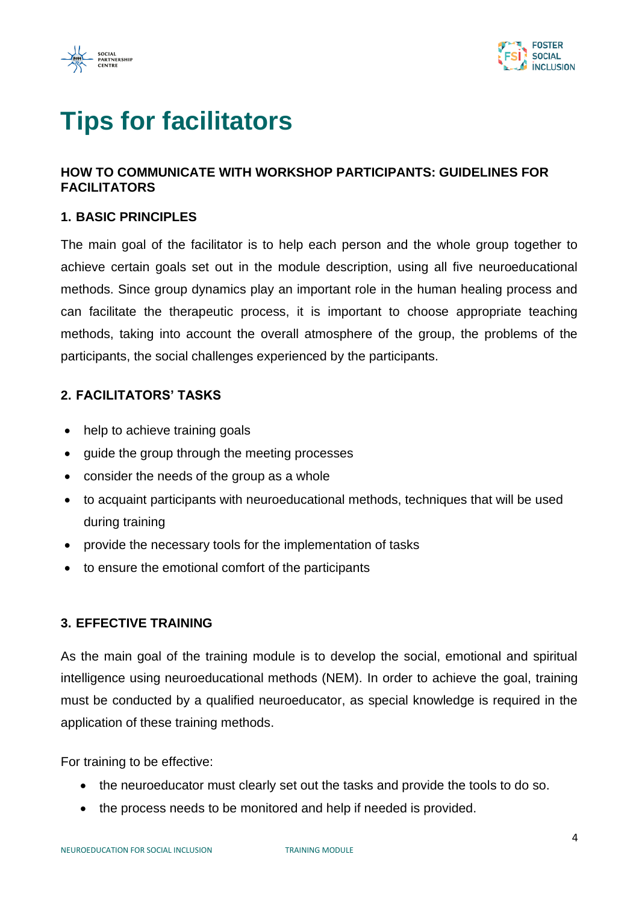# Tips for facilitators

**HOW TO COMMUNICATE WITH WORKSHOP PARTICIPANTS: GUIDELINES FOR FACILITATORS**

## 1. BASIC PRINCIPLES

The main goal of the facilitator is to help each person and the whole group together to achieve certain goals set out in the module description, using all five neuroeducational methods. Since group dynamics play an important role in the human healing process and can facilitate the therapeutic process, it is important to choose appropriate teaching methods, taking into account the overall atmosphere of the group, the problems of the participants, the social challenges experienced by the participants.

## 2. FACILITATORS' TASKS

- help to achieve training goals
- guide the group through the meeting processes
- consider the needs of the group as a whole
- to acquaint participants with neuroeducational methods, techniques that will be used during training
- provide the necessary tools for the implementation of tasks
- to ensure the emotional comfort of the participants

## 3. EFFECTIVE TRAINING

As the main goal of the training module is to develop the social, emotional and spiritual intelligence using neuroeducational methods (NEM). In order to achieve the goal, training must be conducted by a qualified neuroeducator, as special knowledge is required in the application of these training methods.

For training to be effective:

- the neuroeducator must clearly set out the tasks and provide the tools to do so.
- the process needs to be monitored and help if needed is provided.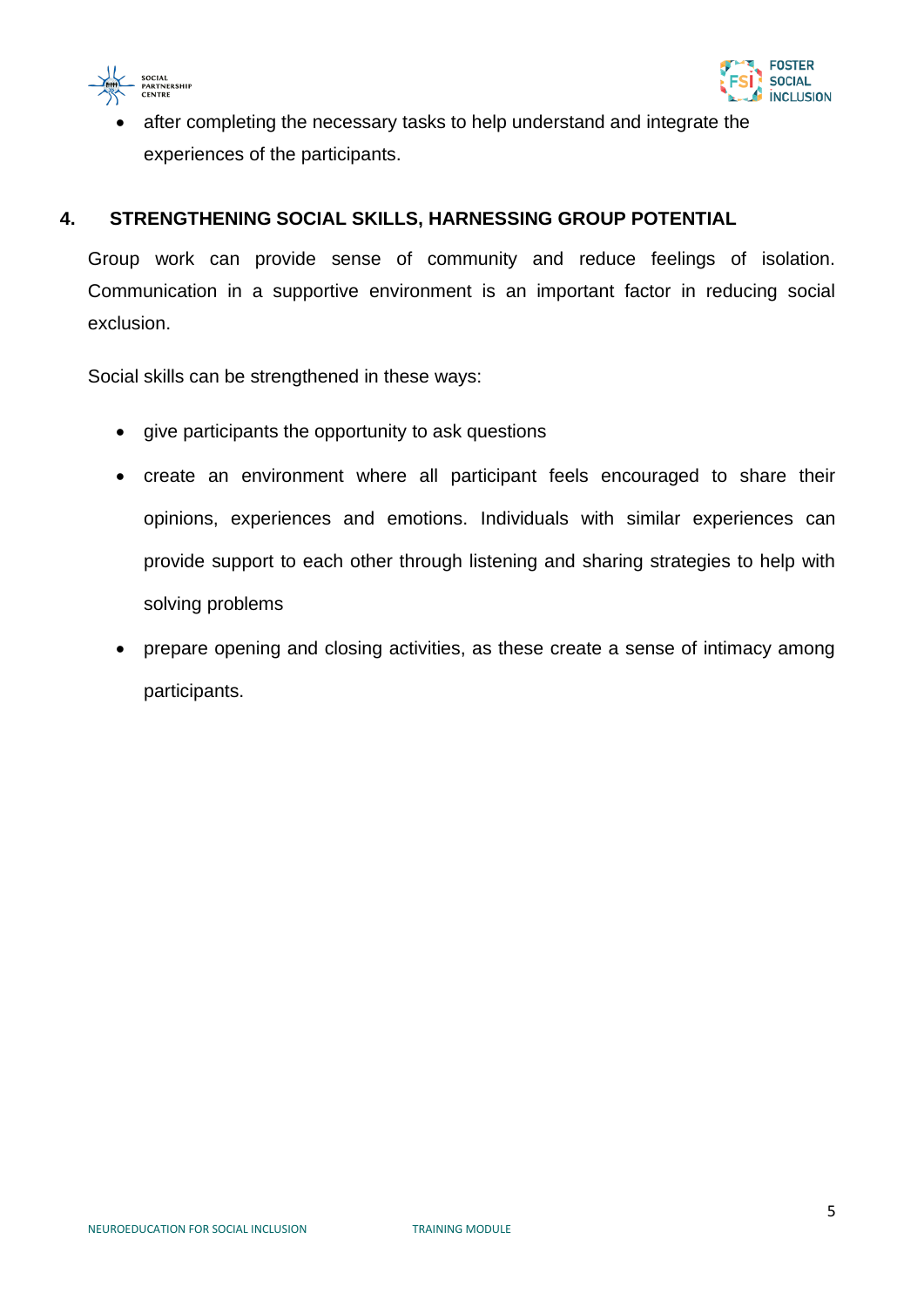- after completing the necessary tasks to help understand and integrate the experiences of the participants.

## 4. STRENGTHENING SOCIAL SKILLS, HARNESSING GROUP POTENTIAL

Group work can provide sense of community and reduce feelings of isolation. Communication in a supportive environment is an important factor in reducing social exclusion.

Social skills can be strengthened in these ways:

- give participants the opportunity to ask questions
- create an environment where all participant feels encouraged to share their opinions, experiences and emotions. Individuals with similar experiences can provide support to each other through listening and sharing strategies to help with solving problems
- prepare opening and closing activities, as these create a sense of intimacy among participants.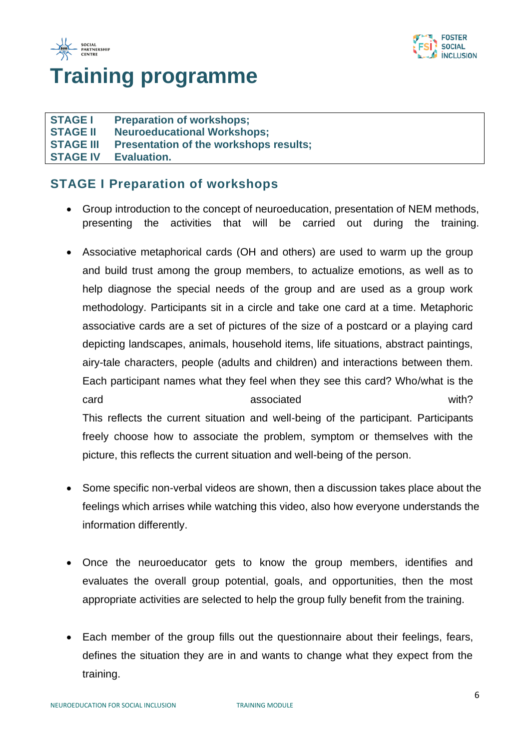# Training programme

| STAGE I | Preparation of workshops; |
| --- | --- |
| STAGE II | Neuroeducational Workshops; |
| STAGE III | Presentation of the workshops results; |
| STAGE IV | Evaluation. |

## STAGE I Preparation of workshops

- Group introduction to the concept of neuroeducation, presentation of NEM methods, presenting the activities that will be carried out during the training.

- Associative metaphorical cards (OH and others) are used to warm up the group and build trust among the group members, to actualize emotions, as well as to help diagnose the special needs of the group and are used as a group work methodology. Participants sit in a circle and take one card at a time. Metaphoric associative cards are a set of pictures of the size of a postcard or a playing card depicting landscapes, animals, household items, life situations, abstract paintings, airy-tale characters, people (adults and children) and interactions between them. Each participant names what they feel when they see this card? Who/what is the card associated with?
  This reflects the current situation and well-being of the participant. Participants freely choose how to associate the problem, symptom or themselves with the picture, this reflects the current situation and well-being of the person.

- Some specific non-verbal videos are shown, then a discussion takes place about the feelings which arrises while watching this video, also how everyone understands the information differently.

- Once the neuroeducator gets to know the group members, identifies and evaluates the overall group potential, goals, and opportunities, then the most appropriate activities are selected to help the group fully benefit from the training.

- Each member of the group fills out the questionnaire about their feelings, fears, defines the situation they are in and wants to change what they expect from the training.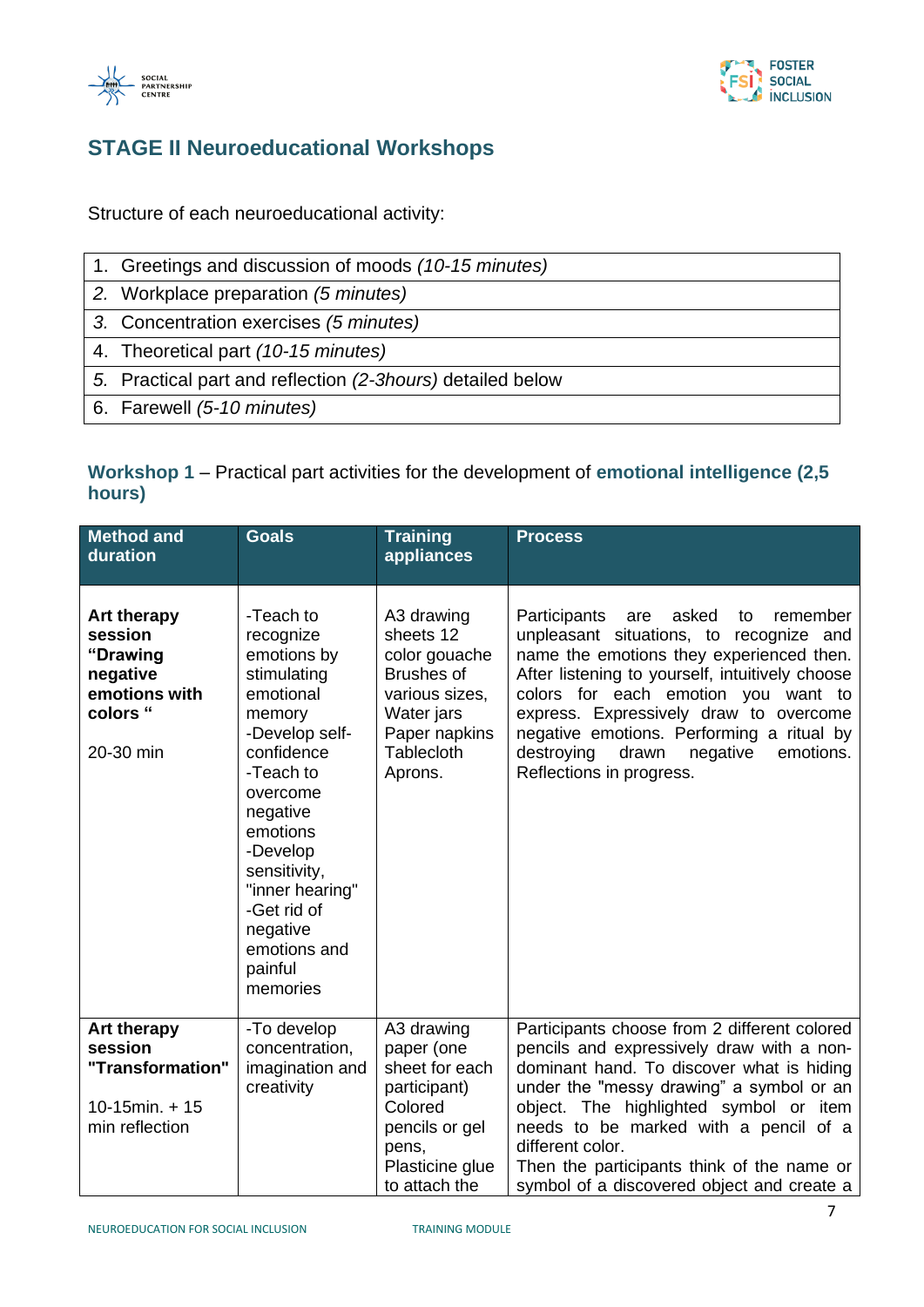## STAGE II Neuroeducational Workshops

Structure of each neuroeducational activity:

| |
|---|
| 1. Greetings and discussion of moods *(10-15 minutes)* |
| *2.* Workplace preparation *(5 minutes)* |
| *3.* Concentration exercises *(5 minutes)* |
| 4. Theoretical part *(10-15 minutes)* |
| *5.* Practical part and reflection *(2-3hours)* detailed below |
| 6. Farewell *(5-10 minutes)* |

### Workshop 1 – Practical part activities for the development of emotional intelligence (2,5 hours)

| Method and duration | Goals | Training appliances | Process |
|---|---|---|---|
| **Art therapy session "Drawing negative emotions with colors "**<br><br>20-30 min | -Teach to recognize emotions by stimulating emotional memory<br>-Develop self-confidence<br>-Teach to overcome negative emotions<br>-Develop sensitivity, "inner hearing"<br>-Get rid of negative emotions and painful memories | A3 drawing sheets 12 color gouache Brushes of various sizes, Water jars Paper napkins Tablecloth Aprons. | Participants are asked to remember unpleasant situations, to recognize and name the emotions they experienced then. After listening to yourself, intuitively choose colors for each emotion you want to express. Expressively draw to overcome negative emotions. Performing a ritual by destroying drawn negative emotions. Reflections in progress. |
| **Art therapy session "Transformation"**<br><br>10-15min. + 15 min reflection | -To develop concentration, imagination and creativity | A3 drawing paper (one sheet for each participant) Colored pencils or gel pens, Plasticine glue to attach the | Participants choose from 2 different colored pencils and expressively draw with a non-dominant hand. To discover what is hiding under the "messy drawing" a symbol or an object. The highlighted symbol or item needs to be marked with a pencil of a different color.<br>Then the participants think of the name or symbol of a discovered object and create a |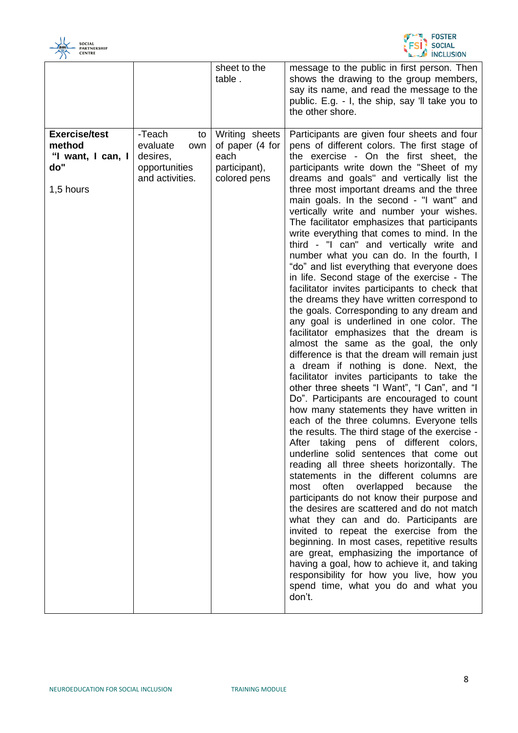| | | sheet to the table . | message to the public in first person. Then shows the drawing to the group members, say its name, and read the message to the public. E.g. - I, the ship, say 'll take you to the other shore. |
|---|---|---|---|
| **Exercise/test method "I want, I can, I do"**<br><br>1,5 hours | -Teach to evaluate own desires, opportunities and activities. | Writing sheets of paper (4 for each participant), colored pens | Participants are given four sheets and four pens of different colors. The first stage of the exercise - On the first sheet, the participants write down the "Sheet of my dreams and goals" and vertically list the three most important dreams and the three main goals. In the second - "I want" and vertically write and number your wishes. The facilitator emphasizes that participants write everything that comes to mind. In the third - "I can" and vertically write and number what you can do. In the fourth, I "do" and list everything that everyone does in life. Second stage of the exercise - The facilitator invites participants to check that the dreams they have written correspond to the goals. Corresponding to any dream and any goal is underlined in one color. The facilitator emphasizes that the dream is almost the same as the goal, the only difference is that the dream will remain just a dream if nothing is done. Next, the facilitator invites participants to take the other three sheets "I Want", "I Can", and "I Do". Participants are encouraged to count how many statements they have written in each of the three columns. Everyone tells the results. The third stage of the exercise - After taking pens of different colors, underline solid sentences that come out reading all three sheets horizontally. The statements in the different columns are most often overlapped because the participants do not know their purpose and the desires are scattered and do not match what they can and do. Participants are invited to repeat the exercise from the beginning. In most cases, repetitive results are great, emphasizing the importance of having a goal, how to achieve it, and taking responsibility for how you live, how you spend time, what you do and what you don't. |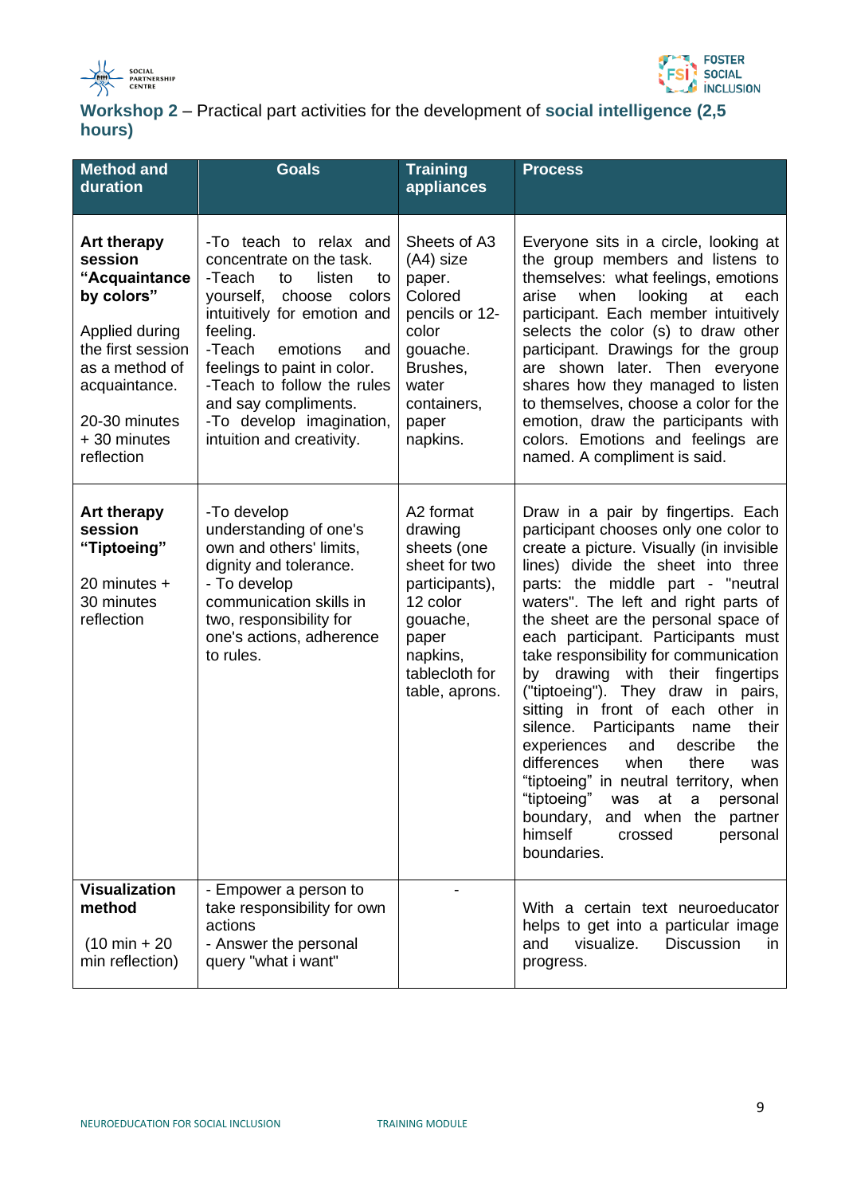**Workshop 2** – Practical part activities for the development of **social intelligence (2,5 hours)**

| Method and duration | Goals | Training appliances | Process |
|---|---|---|---|
| **Art therapy session “Acquaintance by colors”**<br><br>Applied during the first session as a method of acquaintance.<br><br>20-30 minutes + 30 minutes reflection | -To teach to relax and concentrate on the task.<br>-Teach to listen to yourself, choose colors intuitively for emotion and feeling.<br>-Teach emotions and feelings to paint in color.<br>-Teach to follow the rules and say compliments.<br>-To develop imagination, intuition and creativity. | Sheets of A3 (A4) size paper. Colored pencils or 12-color gouache. Brushes, water containers, paper napkins. | Everyone sits in a circle, looking at the group members and listens to themselves: what feelings, emotions arise when looking at each participant. Each member intuitively selects the color (s) to draw other participant. Drawings for the group are shown later. Then everyone shares how they managed to listen to themselves, choose a color for the emotion, draw the participants with colors. Emotions and feelings are named. A compliment is said. |
| **Art therapy session “Tiptoeing”**<br><br>20 minutes + 30 minutes reflection | -To develop understanding of one's own and others' limits, dignity and tolerance.<br>- To develop communication skills in two, responsibility for one's actions, adherence to rules. | A2 format drawing sheets (one sheet for two participants), 12 color gouache, paper napkins, tablecloth for table, aprons. | Draw in a pair by fingertips. Each participant chooses only one color to create a picture. Visually (in invisible lines) divide the sheet into three parts: the middle part - "neutral waters". The left and right parts of the sheet are the personal space of each participant. Participants must take responsibility for communication by drawing with their fingertips ("tiptoeing"). They draw in pairs, sitting in front of each other in silence. Participants name their experiences and describe the differences when there was “tiptoeing” in neutral territory, when “tiptoeing” was at a personal boundary, and when the partner himself crossed personal boundaries. |
| **Visualization method**<br><br>(10 min + 20 min reflection) | - Empower a person to take responsibility for own actions<br>- Answer the personal query "what i want" | - | With a certain text neuroeducator helps to get into a particular image and visualize. Discussion in progress. |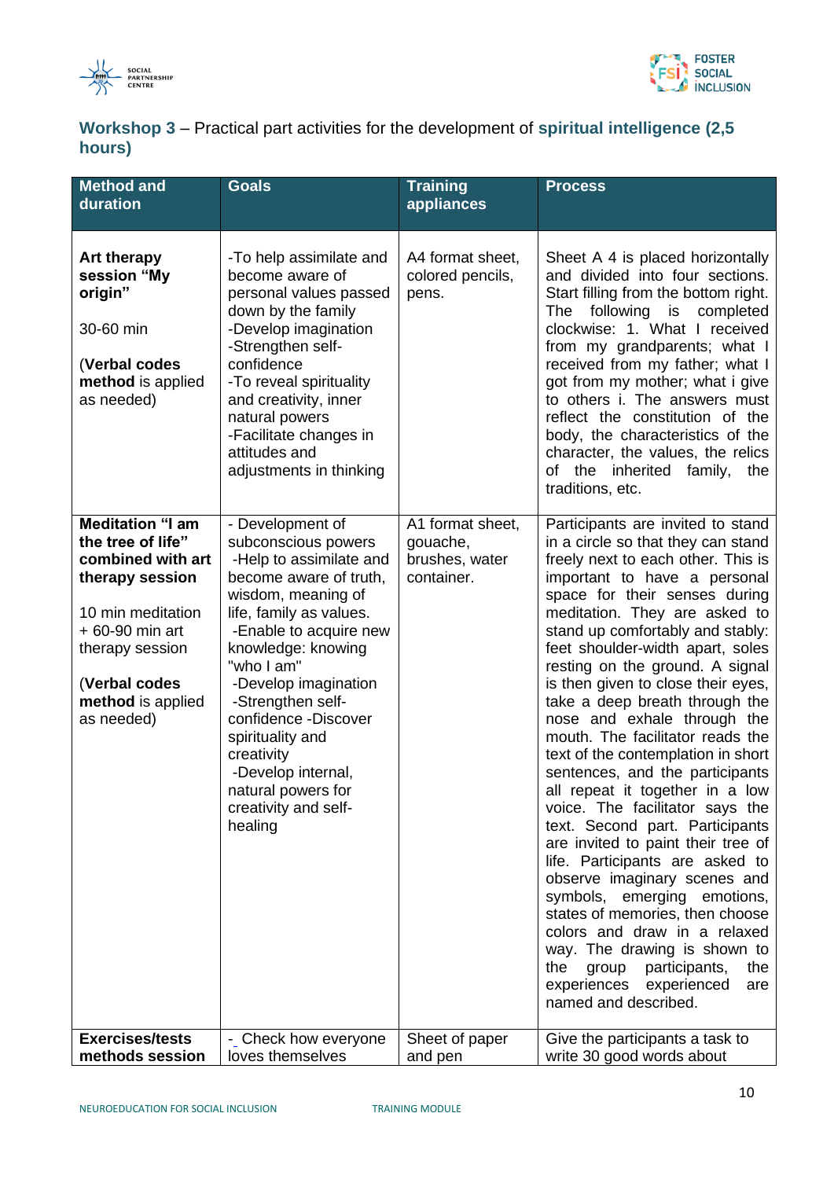## **Workshop 3** – Practical part activities for the development of **spiritual intelligence (2,5 hours)**

| Method and duration | Goals | Training appliances | Process |
|---|---|---|---|
| **Art therapy session "My origin"**<br><br>30-60 min<br><br>(**Verbal codes method** is applied as needed) | -To help assimilate and become aware of personal values passed down by the family<br>-Develop imagination<br>-Strengthen self-confidence<br>-To reveal spirituality and creativity, inner natural powers<br>-Facilitate changes in attitudes and adjustments in thinking | A4 format sheet, colored pencils, pens. | Sheet A 4 is placed horizontally and divided into four sections. Start filling from the bottom right. The following is completed clockwise: 1. What I received from my grandparents; what I received from my father; what I got from my mother; what i give to others i. The answers must reflect the constitution of the body, the characteristics of the character, the values, the relics of the inherited family, the traditions, etc. |
| **Meditation "I am the tree of life" combined with art therapy session**<br><br>10 min meditation + 60-90 min art therapy session<br><br>(**Verbal codes method** is applied as needed) | - Development of subconscious powers<br>-Help to assimilate and become aware of truth, wisdom, meaning of life, family as values.<br>-Enable to acquire new knowledge: knowing "who I am"<br>-Develop imagination<br>-Strengthen self-confidence -Discover spirituality and creativity<br>-Develop internal, natural powers for creativity and self-healing | A1 format sheet, gouache, brushes, water container. | Participants are invited to stand in a circle so that they can stand freely next to each other. This is important to have a personal space for their senses during meditation. They are asked to stand up comfortably and stably: feet shoulder-width apart, soles resting on the ground. A signal is then given to close their eyes, take a deep breath through the nose and exhale through the mouth. The facilitator reads the text of the contemplation in short sentences, and the participants all repeat it together in a low voice. The facilitator says the text. Second part. Participants are invited to paint their tree of life. Participants are asked to observe imaginary scenes and symbols, emerging emotions, states of memories, then choose colors and draw in a relaxed way. The drawing is shown to the group participants, the experiences experienced are named and described. |
| **Exercises/tests methods session** | -_ Check how everyone loves themselves | Sheet of paper and pen | Give the participants a task to write 30 good words about |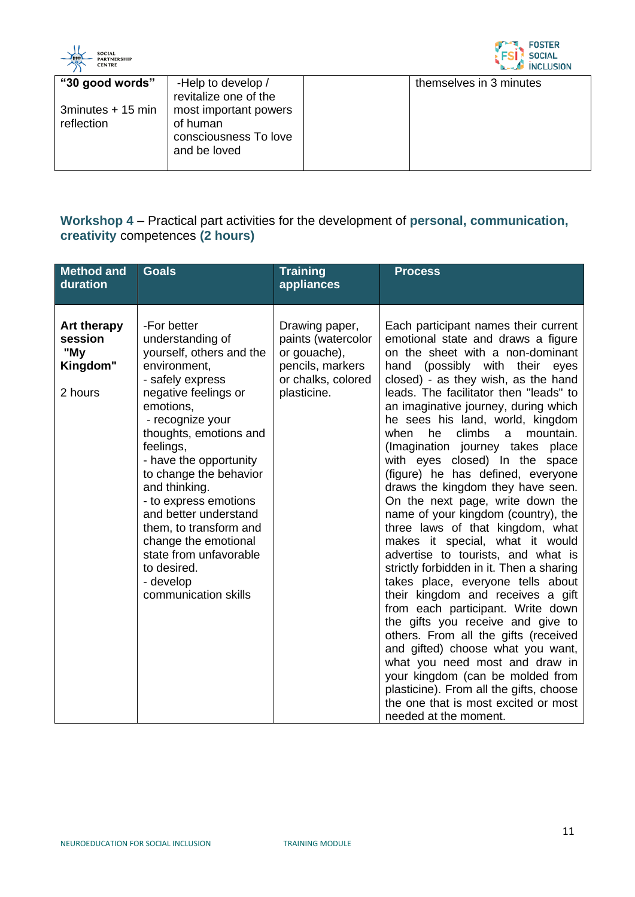| "30 good words" | -Help to develop / revitalize one of the most important powers of human consciousness To love and be loved | | themselves in 3 minutes |
|---|---|---|---|
| 3minutes + 15 min reflection | | | |

**Workshop 4** – Practical part activities for the development of **personal, communication, creativity** competences **(2 hours)**

| Method and duration | Goals | Training appliances | Process |
|---|---|---|---|
| **Art therapy session "My Kingdom"**<br><br>2 hours | -For better understanding of yourself, others and the environment,<br>- safely express negative feelings or emotions,<br>- recognize your thoughts, emotions and feelings,<br>- have the opportunity to change the behavior and thinking.<br>- to express emotions and better understand them, to transform and change the emotional state from unfavorable to desired.<br>- develop communication skills | Drawing paper, paints (watercolor or gouache), pencils, markers or chalks, colored plasticine. | Each participant names their current emotional state and draws a figure on the sheet with a non-dominant hand (possibly with their eyes closed) - as they wish, as the hand leads. The facilitator then "leads" to an imaginative journey, during which he sees his land, world, kingdom when he climbs a mountain. (Imagination journey takes place with eyes closed) In the space (figure) he has defined, everyone draws the kingdom they have seen. On the next page, write down the name of your kingdom (country), the three laws of that kingdom, what makes it special, what it would advertise to tourists, and what is strictly forbidden in it. Then a sharing takes place, everyone tells about their kingdom and receives a gift from each participant. Write down the gifts you receive and give to others. From all the gifts (received and gifted) choose what you want, what you need most and draw in your kingdom (can be molded from plasticine). From all the gifts, choose the one that is most excited or most needed at the moment. |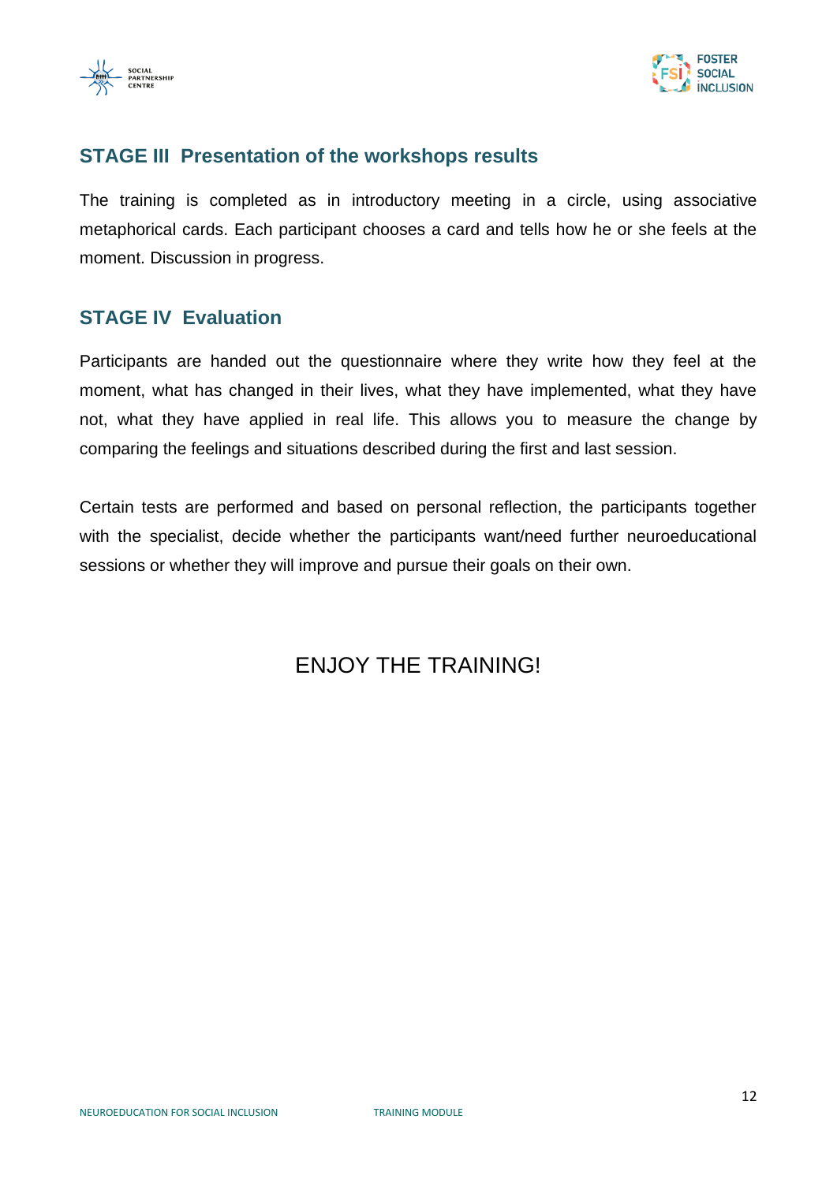## STAGE III  Presentation of the workshops results

The training is completed as in introductory meeting in a circle, using associative metaphorical cards. Each participant chooses a card and tells how he or she feels at the moment. Discussion in progress.

## STAGE IV  Evaluation

Participants are handed out the questionnaire where they write how they feel at the moment, what has changed in their lives, what they have implemented, what they have not, what they have applied in real life. This allows you to measure the change by comparing the feelings and situations described during the first and last session.

Certain tests are performed and based on personal reflection, the participants together with the specialist, decide whether the participants want/need further neuroeducational sessions or whether they will improve and pursue their goals on their own.

ENJOY THE TRAINING!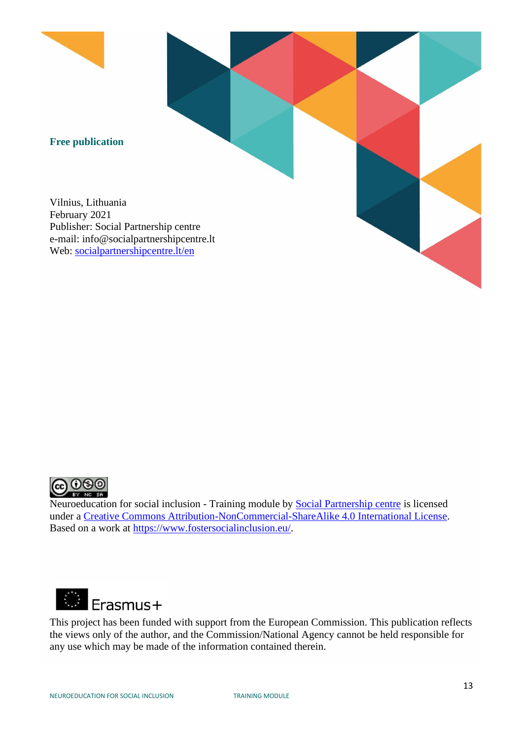**Free publication**

Vilnius, Lithuania
February 2021
Publisher: Social Partnership centre
e-mail: info@socialpartnershipcentre.lt
Web: socialpartnershipcentre.lt/en

Neuroeducation for social inclusion - Training module by Social Partnership centre is licensed under a Creative Commons Attribution-NonCommercial-ShareAlike 4.0 International License. Based on a work at https://www.fostersocialinclusion.eu/.

Erasmus+

This project has been funded with support from the European Commission. This publication reflects the views only of the author, and the Commission/National Agency cannot be held responsible for any use which may be made of the information contained therein.